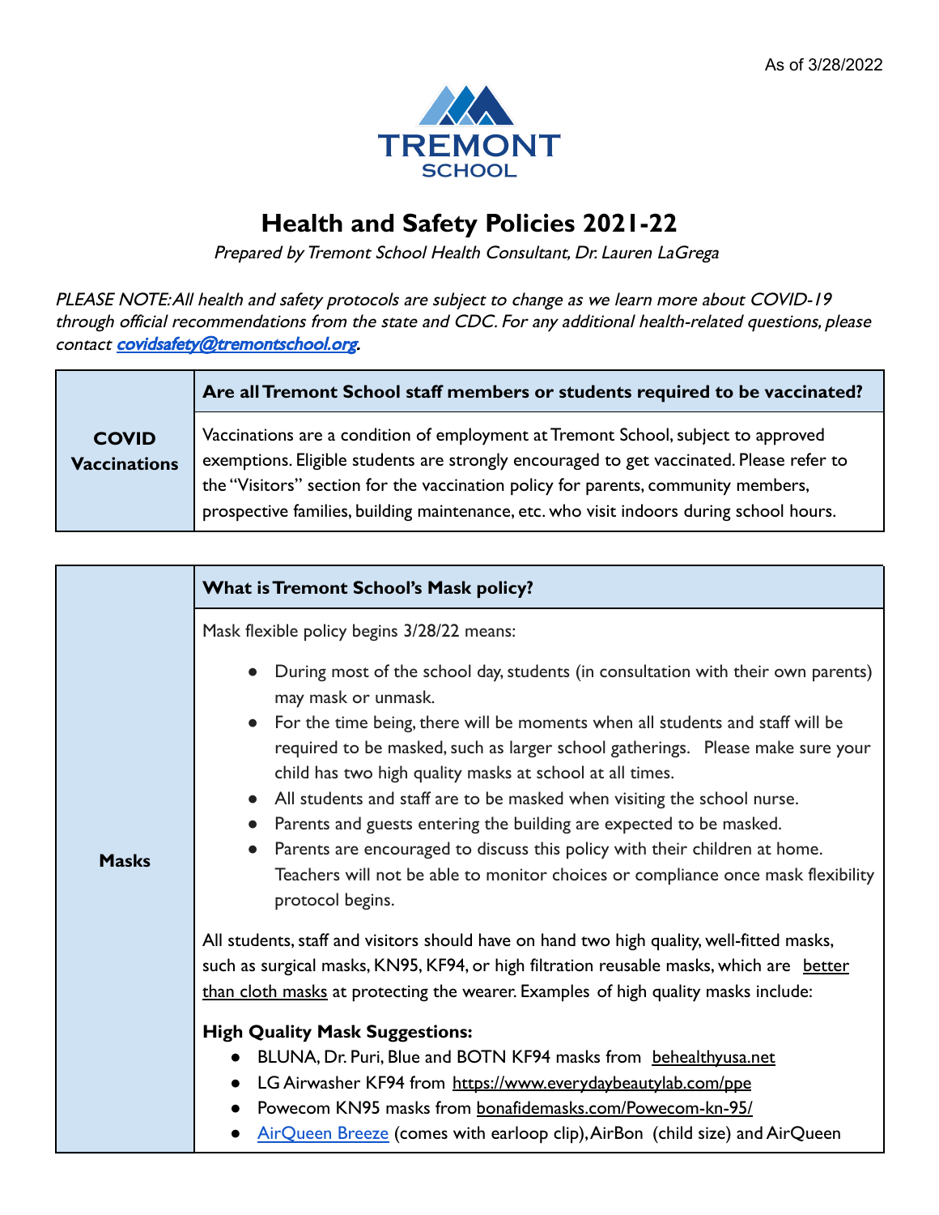As of 3/28/2022

TREMONT SCHOOL

# Health and Safety Policies 2021-22

*Prepared by Tremont School Health Consultant, Dr. Lauren LaGrega*

*PLEASE NOTE: All health and safety protocols are subject to change as we learn more about COVID-19 through official recommendations from the state and CDC. For any additional health-related questions, please contact covidsafety@tremontschool.org.*

| **COVID Vaccinations** | **Are all Tremont School staff members or students required to be vaccinated?** |
|---|---|
| | Vaccinations are a condition of employment at Tremont School, subject to approved exemptions. Eligible students are strongly encouraged to get vaccinated. Please refer to the "Visitors" section for the vaccination policy for parents, community members, prospective families, building maintenance, etc. who visit indoors during school hours. |

| **Masks** | **What is Tremont School's Mask policy?** |
|---|---|
| | Mask flexible policy begins 3/28/22 means:<br>• During most of the school day, students (in consultation with their own parents) may mask or unmask.<br>• For the time being, there will be moments when all students and staff will be required to be masked, such as larger school gatherings. Please make sure your child has two high quality masks at school at all times.<br>• All students and staff are to be masked when visiting the school nurse.<br>• Parents and guests entering the building are expected to be masked.<br>• Parents are encouraged to discuss this policy with their children at home. Teachers will not be able to monitor choices or compliance once mask flexibility protocol begins.<br><br>All students, staff and visitors should have on hand two high quality, well-fitted masks, such as surgical masks, KN95, KF94, or high filtration reusable masks, which are better than cloth masks at protecting the wearer. Examples of high quality masks include:<br><br>**High Quality Mask Suggestions:**<br>• BLUNA, Dr. Puri, Blue and BOTN KF94 masks from behealthyusa.net<br>• LG Airwasher KF94 from https://www.everydaybeautylab.com/ppe<br>• Powecom KN95 masks from bonafidemasks.com/Powecom-kn-95/<br>• AirQueen Breeze (comes with earloop clip), AirBon (child size) and AirQueen |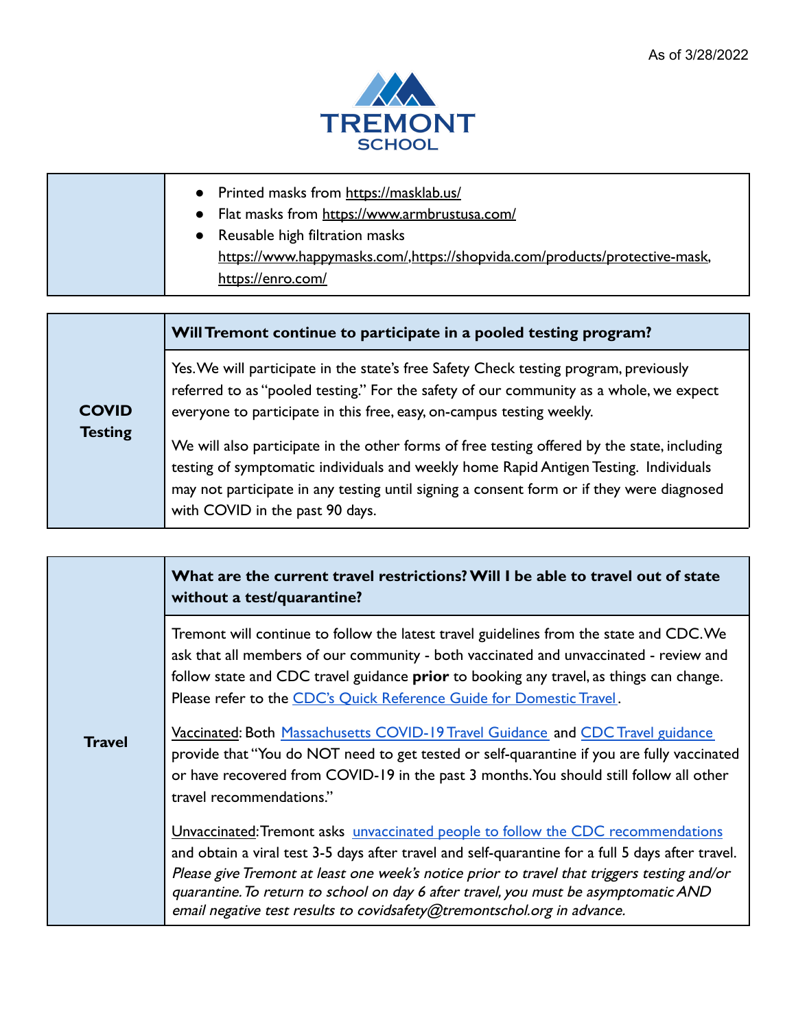As of 3/28/2022

TREMONT SCHOOL

| | |
|---|---|
| | • Printed masks from https://masklab.us/ <br> • Flat masks from https://www.armbrustusa.com/ <br> • Reusable high filtration masks https://www.happymasks.com/,https://shopvida.com/products/protective-mask, https://enro.com/ |

| | |
|---|---|
| **COVID Testing** | **Will Tremont continue to participate in a pooled testing program?** |
| | Yes. We will participate in the state's free Safety Check testing program, previously referred to as "pooled testing." For the safety of our community as a whole, we expect everyone to participate in this free, easy, on-campus testing weekly. <br><br> We will also participate in the other forms of free testing offered by the state, including testing of symptomatic individuals and weekly home Rapid Antigen Testing. Individuals may not participate in any testing until signing a consent form or if they were diagnosed with COVID in the past 90 days. |

| | |
|---|---|
| **Travel** | **What are the current travel restrictions? Will I be able to travel out of state without a test/quarantine?** |
| | Tremont will continue to follow the latest travel guidelines from the state and CDC. We ask that all members of our community - both vaccinated and unvaccinated - review and follow state and CDC travel guidance **prior** to booking any travel, as things can change. Please refer to the CDC's Quick Reference Guide for Domestic Travel. <br><br> Vaccinated: Both Massachusetts COVID-19 Travel Guidance and CDC Travel guidance provide that "You do NOT need to get tested or self-quarantine if you are fully vaccinated or have recovered from COVID-19 in the past 3 months. You should still follow all other travel recommendations." <br><br> Unvaccinated: Tremont asks unvaccinated people to follow the CDC recommendations and obtain a viral test 3-5 days after travel and self-quarantine for a full 5 days after travel. *Please give Tremont at least one week's notice prior to travel that triggers testing and/or quarantine. To return to school on day 6 after travel, you must be asymptomatic AND email negative test results to covidsafety@tremontschol.org in advance.* |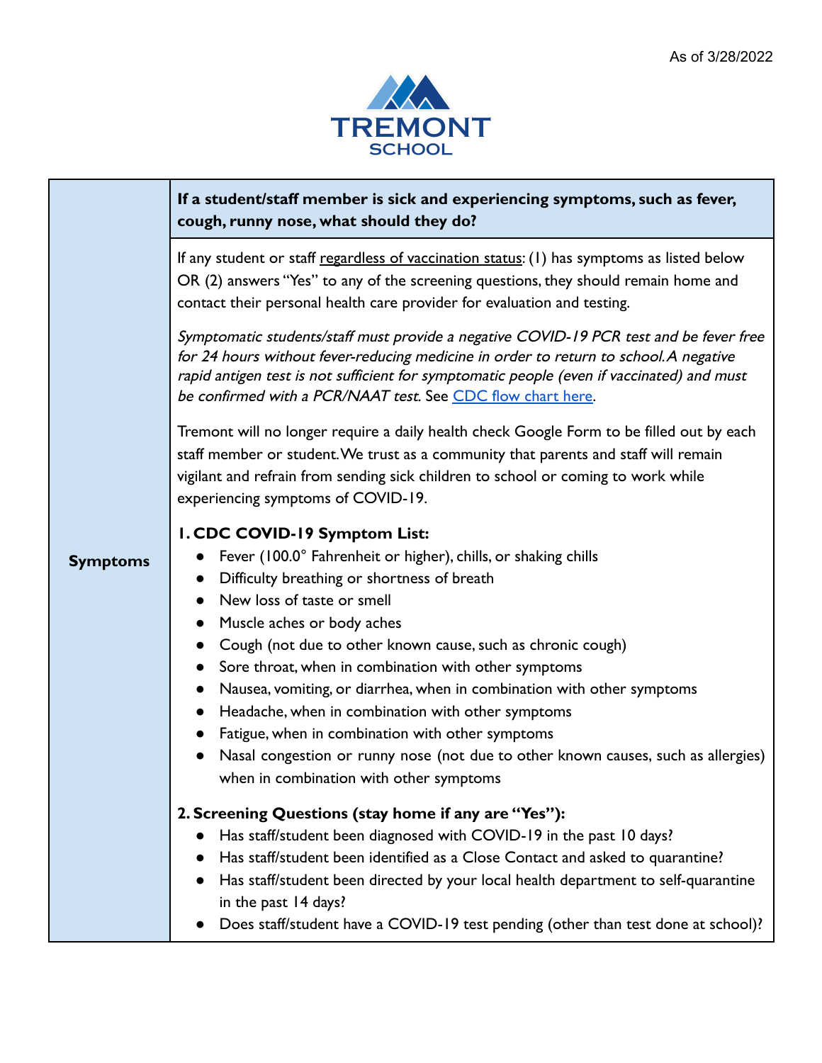As of 3/28/2022

TREMONT SCHOOL

| Symptoms | **If a student/staff member is sick and experiencing symptoms, such as fever, cough, runny nose, what should they do?** |
|---|---|
| | If any student or staff regardless of vaccination status: (1) has symptoms as listed below OR (2) answers "Yes" to any of the screening questions, they should remain home and contact their personal health care provider for evaluation and testing.<br><br>*Symptomatic students/staff must provide a negative COVID-19 PCR test and be fever free for 24 hours without fever-reducing medicine in order to return to school. A negative rapid antigen test is not sufficient for symptomatic people (even if vaccinated) and must be confirmed with a PCR/NAAT test.* See [CDC flow chart here](CDC flow chart here).<br><br>Tremont will no longer require a daily health check Google Form to be filled out by each staff member or student. We trust as a community that parents and staff will remain vigilant and refrain from sending sick children to school or coming to work while experiencing symptoms of COVID-19.<br><br>**1. CDC COVID-19 Symptom List:**<br>• Fever (100.0° Fahrenheit or higher), chills, or shaking chills<br>• Difficulty breathing or shortness of breath<br>• New loss of taste or smell<br>• Muscle aches or body aches<br>• Cough (not due to other known cause, such as chronic cough)<br>• Sore throat, when in combination with other symptoms<br>• Nausea, vomiting, or diarrhea, when in combination with other symptoms<br>• Headache, when in combination with other symptoms<br>• Fatigue, when in combination with other symptoms<br>• Nasal congestion or runny nose (not due to other known causes, such as allergies) when in combination with other symptoms<br><br>**2. Screening Questions (stay home if any are "Yes"):**<br>• Has staff/student been diagnosed with COVID-19 in the past 10 days?<br>• Has staff/student been identified as a Close Contact and asked to quarantine?<br>• Has staff/student been directed by your local health department to self-quarantine in the past 14 days?<br>• Does staff/student have a COVID-19 test pending (other than test done at school)? |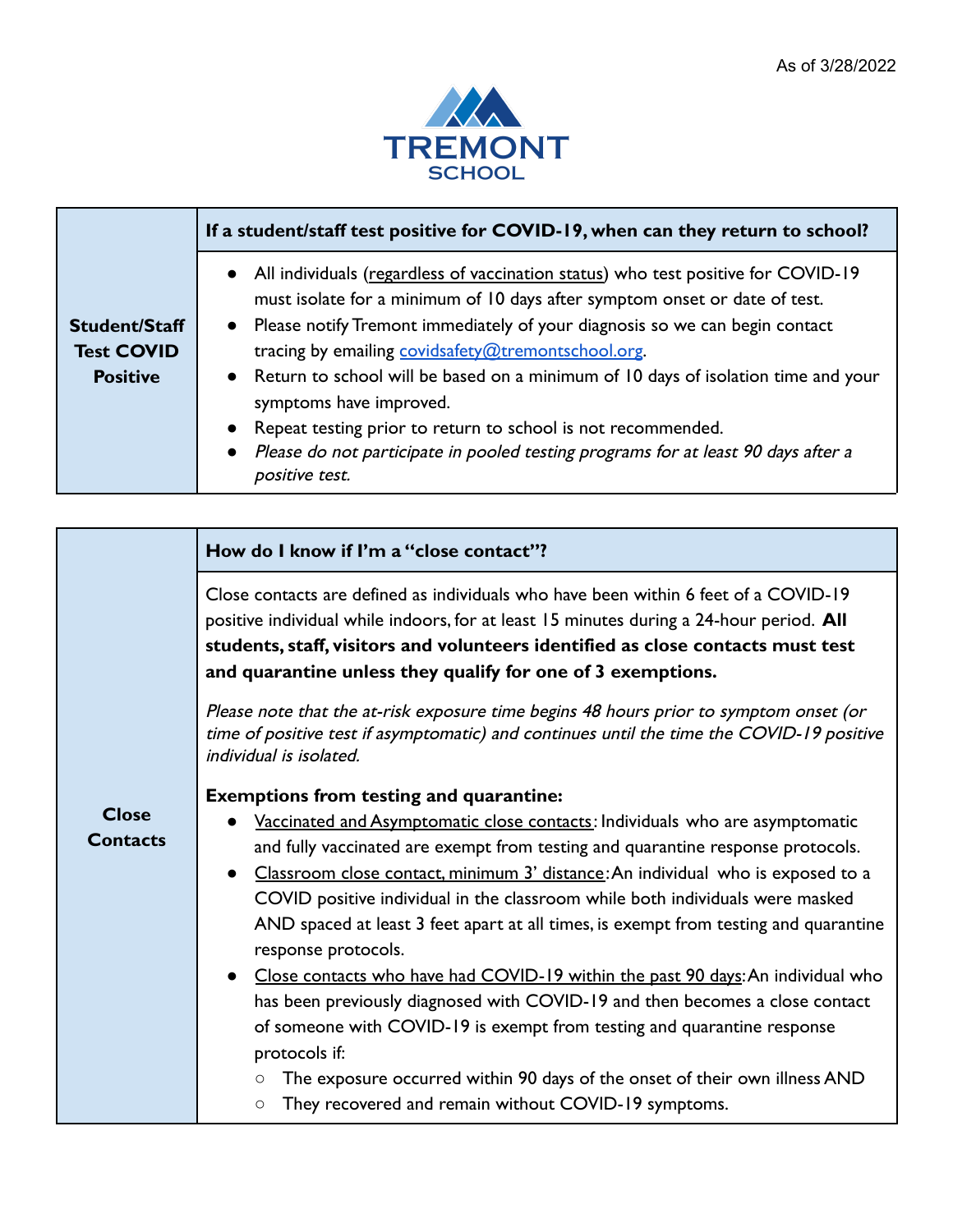As of 3/28/2022

TREMONT SCHOOL

| Student/Staff Test COVID Positive | **If a student/staff test positive for COVID-19, when can they return to school?** |
| --- | --- |
| | • All individuals (regardless of vaccination status) who test positive for COVID-19 must isolate for a minimum of 10 days after symptom onset or date of test.<br>• Please notify Tremont immediately of your diagnosis so we can begin contact tracing by emailing covidsafety@tremontschool.org.<br>• Return to school will be based on a minimum of 10 days of isolation time and your symptoms have improved.<br>• Repeat testing prior to return to school is not recommended.<br>• *Please do not participate in pooled testing programs for at least 90 days after a positive test.* |

| Close Contacts | **How do I know if I'm a "close contact"?** |
| --- | --- |
| | Close contacts are defined as individuals who have been within 6 feet of a COVID-19 positive individual while indoors, for at least 15 minutes during a 24-hour period. **All students, staff, visitors and volunteers identified as close contacts must test and quarantine unless they qualify for one of 3 exemptions.**<br><br>*Please note that the at-risk exposure time begins 48 hours prior to symptom onset (or time of positive test if asymptomatic) and continues until the time the COVID-19 positive individual is isolated.*<br><br>**Exemptions from testing and quarantine:**<br>• Vaccinated and Asymptomatic close contacts: Individuals who are asymptomatic and fully vaccinated are exempt from testing and quarantine response protocols.<br>• Classroom close contact, minimum 3' distance: An individual who is exposed to a COVID positive individual in the classroom while both individuals were masked AND spaced at least 3 feet apart at all times, is exempt from testing and quarantine response protocols.<br>• Close contacts who have had COVID-19 within the past 90 days: An individual who has been previously diagnosed with COVID-19 and then becomes a close contact of someone with COVID-19 is exempt from testing and quarantine response protocols if:<br>  ○ The exposure occurred within 90 days of the onset of their own illness AND<br>  ○ They recovered and remain without COVID-19 symptoms. |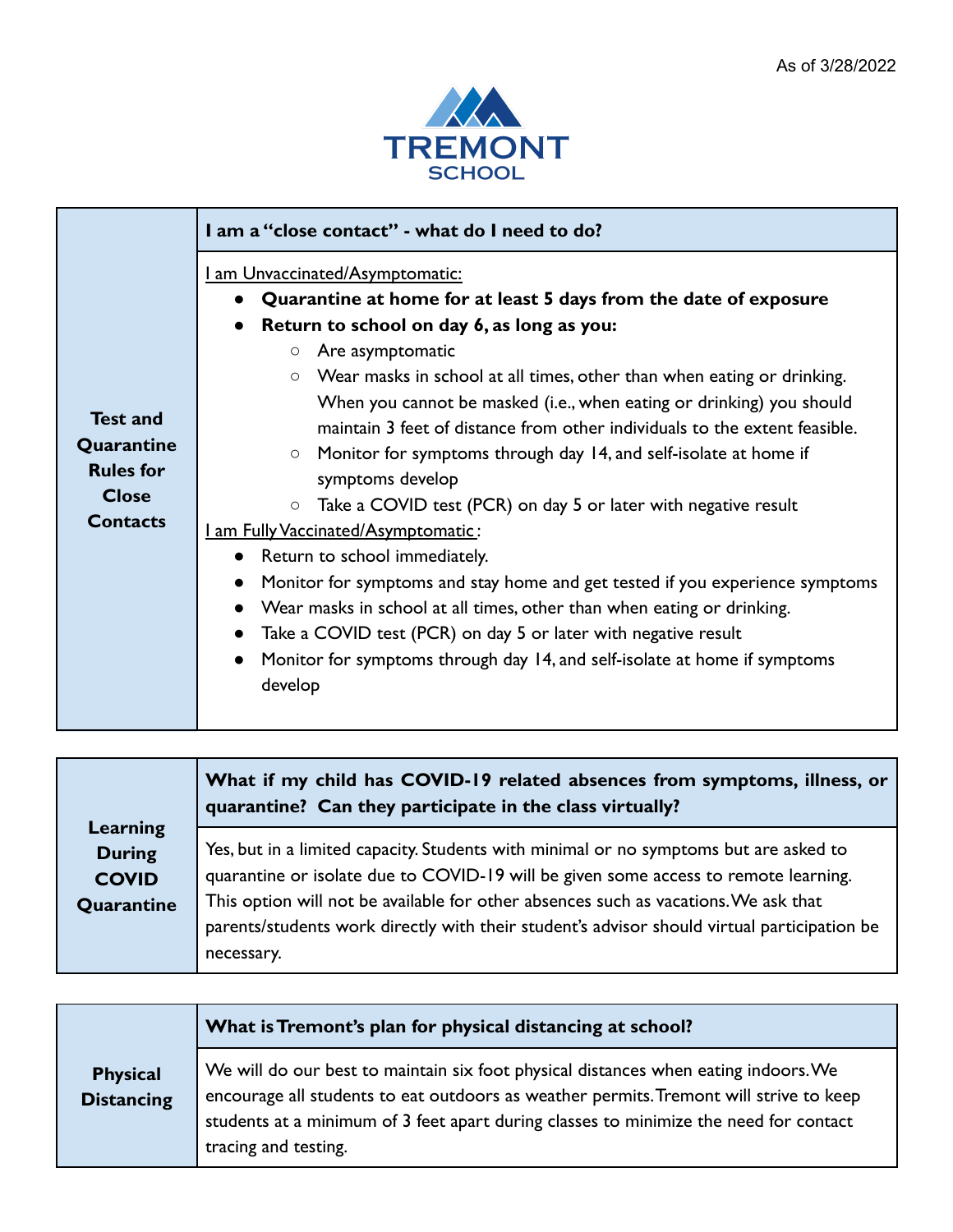As of 3/28/2022

TREMONT SCHOOL

| **Test and Quarantine Rules for Close Contacts** | **I am a "close contact" - what do I need to do?** |
|---|---|
| | <u>I am Unvaccinated/Asymptomatic:</u><br>● **Quarantine at home for at least 5 days from the date of exposure**<br>● **Return to school on day 6, as long as you:**<br>○ Are asymptomatic<br>○ Wear masks in school at all times, other than when eating or drinking. When you cannot be masked (i.e., when eating or drinking) you should maintain 3 feet of distance from other individuals to the extent feasible.<br>○ Monitor for symptoms through day 14, and self-isolate at home if symptoms develop<br>○ Take a COVID test (PCR) on day 5 or later with negative result<br><u>I am Fully Vaccinated/Asymptomatic</u>:<br>● Return to school immediately.<br>● Monitor for symptoms and stay home and get tested if you experience symptoms<br>● Wear masks in school at all times, other than when eating or drinking.<br>● Take a COVID test (PCR) on day 5 or later with negative result<br>● Monitor for symptoms through day 14, and self-isolate at home if symptoms develop |

| **Learning During COVID Quarantine** | **What if my child has COVID-19 related absences from symptoms, illness, or quarantine? Can they participate in the class virtually?** |
|---|---|
| | Yes, but in a limited capacity. Students with minimal or no symptoms but are asked to quarantine or isolate due to COVID-19 will be given some access to remote learning. This option will not be available for other absences such as vacations. We ask that parents/students work directly with their student's advisor should virtual participation be necessary. |

| **Physical Distancing** | **What is Tremont's plan for physical distancing at school?** |
|---|---|
| | We will do our best to maintain six foot physical distances when eating indoors. We encourage all students to eat outdoors as weather permits. Tremont will strive to keep students at a minimum of 3 feet apart during classes to minimize the need for contact tracing and testing. |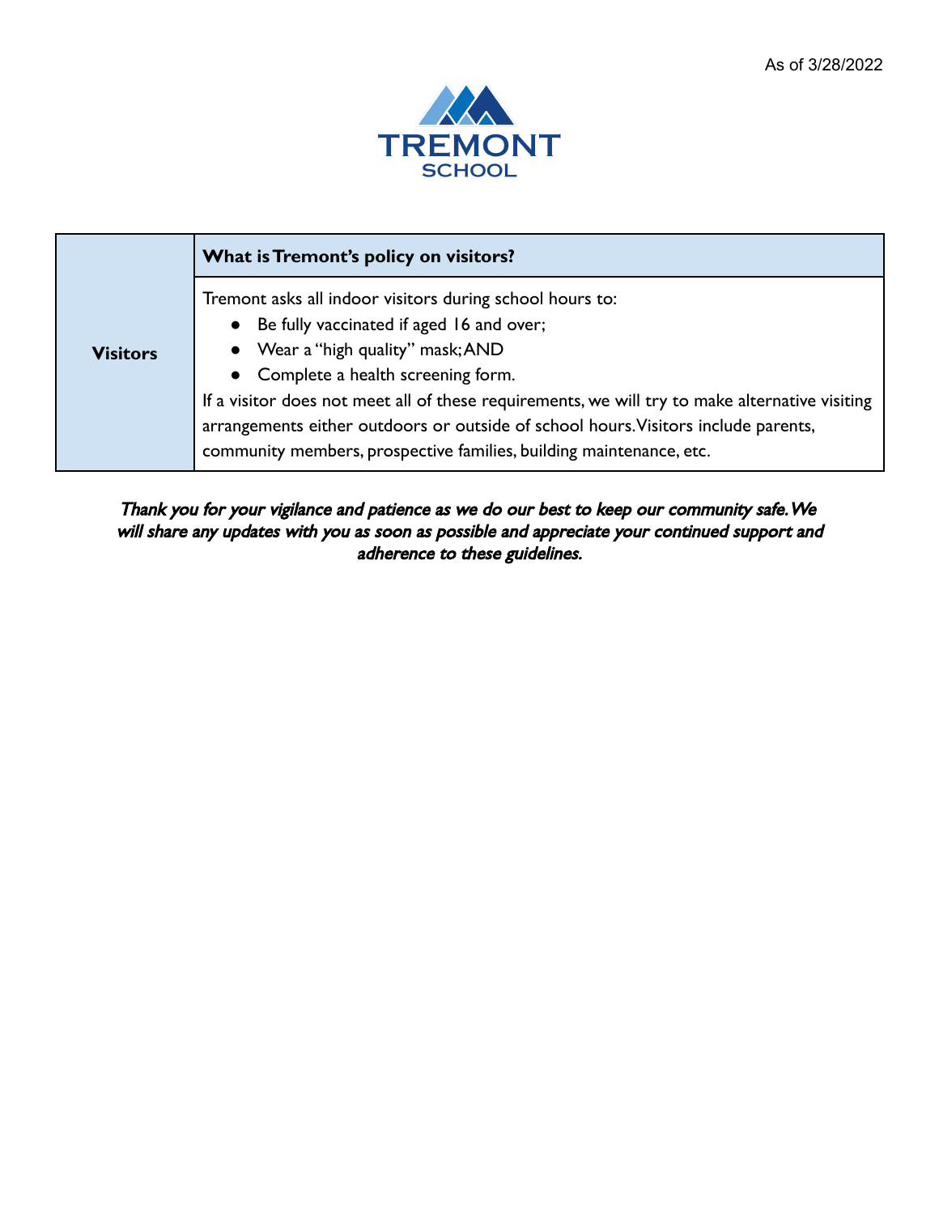As of 3/28/2022

TREMONT SCHOOL

| | |
|---|---|
| **Visitors** | **What is Tremont's policy on visitors?** |
| | Tremont asks all indoor visitors during school hours to:<br>• Be fully vaccinated if aged 16 and over;<br>• Wear a "high quality" mask; AND<br>• Complete a health screening form.<br>If a visitor does not meet all of these requirements, we will try to make alternative visiting arrangements either outdoors or outside of school hours. Visitors include parents, community members, prospective families, building maintenance, etc. |

*Thank you for your vigilance and patience as we do our best to keep our community safe. We will share any updates with you as soon as possible and appreciate your continued support and adherence to these guidelines.*